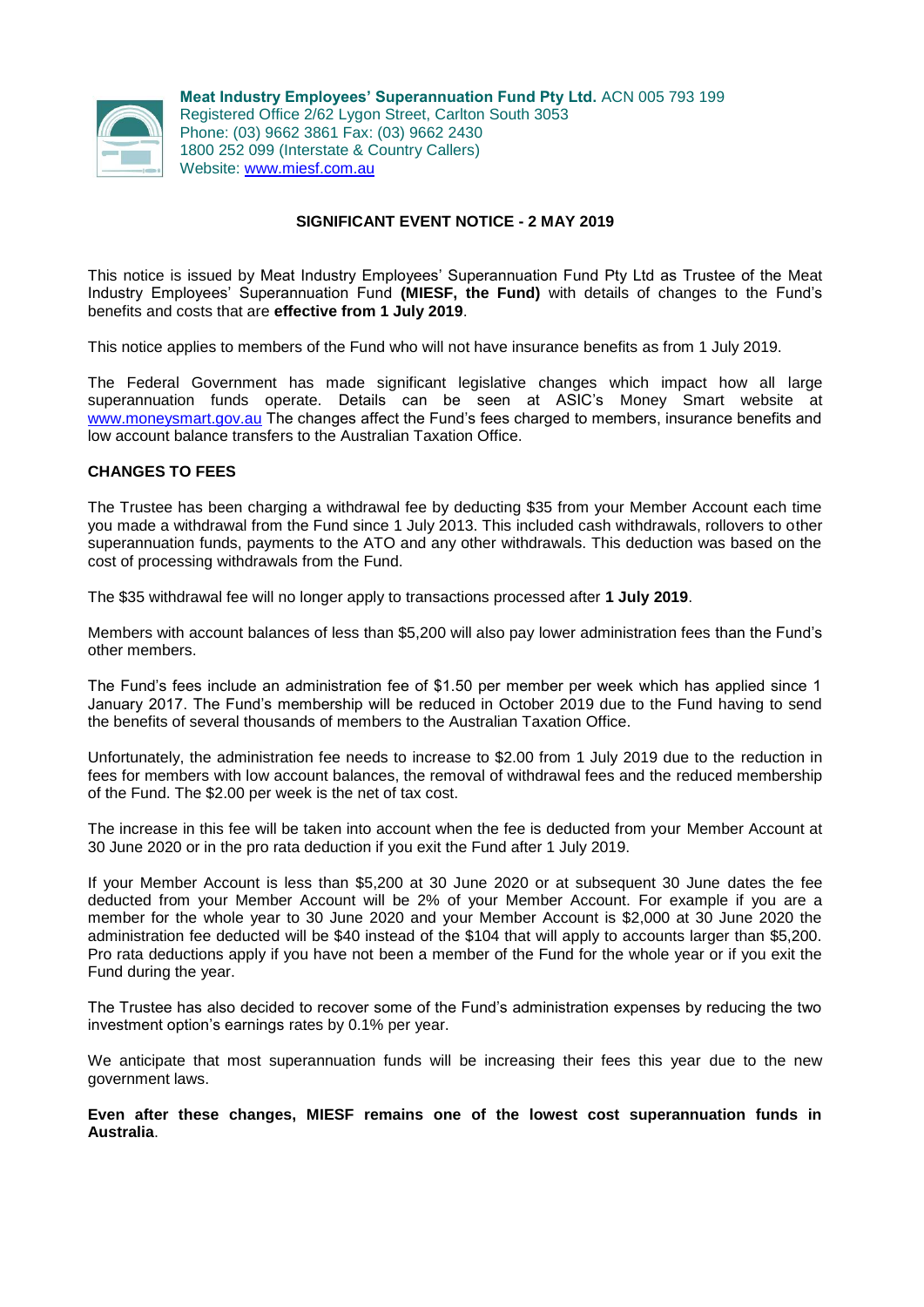**Meat Industry Employees' Superannuation Fund Pty Ltd.** ACN 005 793 199
Registered Office 2/62 Lygon Street, Carlton South 3053
Phone: (03) 9662 3861 Fax: (03) 9662 2430
1800 252 099 (Interstate & Country Callers)
Website: www.miesf.com.au

## SIGNIFICANT EVENT NOTICE - 2 MAY 2019

This notice is issued by Meat Industry Employees' Superannuation Fund Pty Ltd as Trustee of the Meat Industry Employees' Superannuation Fund **(MIESF, the Fund)** with details of changes to the Fund's benefits and costs that are **effective from 1 July 2019**.

This notice applies to members of the Fund who will not have insurance benefits as from 1 July 2019.

The Federal Government has made significant legislative changes which impact how all large superannuation funds operate. Details can be seen at ASIC's Money Smart website at www.moneysmart.gov.au The changes affect the Fund's fees charged to members, insurance benefits and low account balance transfers to the Australian Taxation Office.

### CHANGES TO FEES

The Trustee has been charging a withdrawal fee by deducting $35 from your Member Account each time you made a withdrawal from the Fund since 1 July 2013. This included cash withdrawals, rollovers to other superannuation funds, payments to the ATO and any other withdrawals. This deduction was based on the cost of processing withdrawals from the Fund.

The $35 withdrawal fee will no longer apply to transactions processed after **1 July 2019**.

Members with account balances of less than $5,200 will also pay lower administration fees than the Fund's other members.

The Fund's fees include an administration fee of $1.50 per member per week which has applied since 1 January 2017. The Fund's membership will be reduced in October 2019 due to the Fund having to send the benefits of several thousands of members to the Australian Taxation Office.

Unfortunately, the administration fee needs to increase to $2.00 from 1 July 2019 due to the reduction in fees for members with low account balances, the removal of withdrawal fees and the reduced membership of the Fund. The $2.00 per week is the net of tax cost.

The increase in this fee will be taken into account when the fee is deducted from your Member Account at 30 June 2020 or in the pro rata deduction if you exit the Fund after 1 July 2019.

If your Member Account is less than $5,200 at 30 June 2020 or at subsequent 30 June dates the fee deducted from your Member Account will be 2% of your Member Account. For example if you are a member for the whole year to 30 June 2020 and your Member Account is $2,000 at 30 June 2020 the administration fee deducted will be $40 instead of the $104 that will apply to accounts larger than $5,200. Pro rata deductions apply if you have not been a member of the Fund for the whole year or if you exit the Fund during the year.

The Trustee has also decided to recover some of the Fund's administration expenses by reducing the two investment option's earnings rates by 0.1% per year.

We anticipate that most superannuation funds will be increasing their fees this year due to the new government laws.

**Even after these changes, MIESF remains one of the lowest cost superannuation funds in Australia**.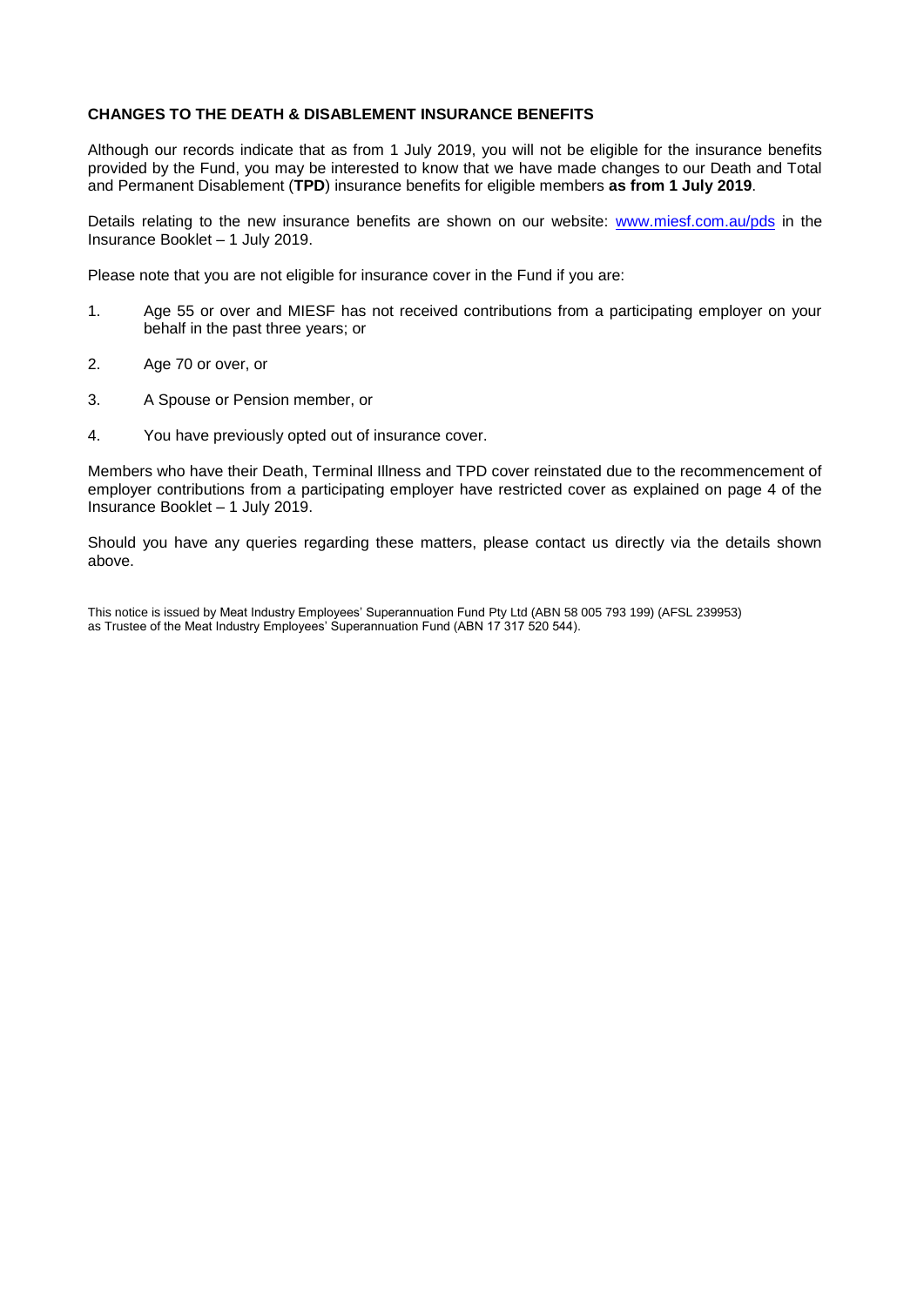**CHANGES TO THE DEATH & DISABLEMENT INSURANCE BENEFITS**

Although our records indicate that as from 1 July 2019, you will not be eligible for the insurance benefits provided by the Fund, you may be interested to know that we have made changes to our Death and Total and Permanent Disablement (**TPD**) insurance benefits for eligible members **as from 1 July 2019**.

Details relating to the new insurance benefits are shown on our website: [www.miesf.com.au/pds](www.miesf.com.au/pds) in the Insurance Booklet – 1 July 2019.

Please note that you are not eligible for insurance cover in the Fund if you are:

1. Age 55 or over and MIESF has not received contributions from a participating employer on your behalf in the past three years; or
2. Age 70 or over, or
3. A Spouse or Pension member, or
4. You have previously opted out of insurance cover.

Members who have their Death, Terminal Illness and TPD cover reinstated due to the recommencement of employer contributions from a participating employer have restricted cover as explained on page 4 of the Insurance Booklet – 1 July 2019.

Should you have any queries regarding these matters, please contact us directly via the details shown above.

This notice is issued by Meat Industry Employees' Superannuation Fund Pty Ltd (ABN 58 005 793 199) (AFSL 239953) as Trustee of the Meat Industry Employees' Superannuation Fund (ABN 17 317 520 544).